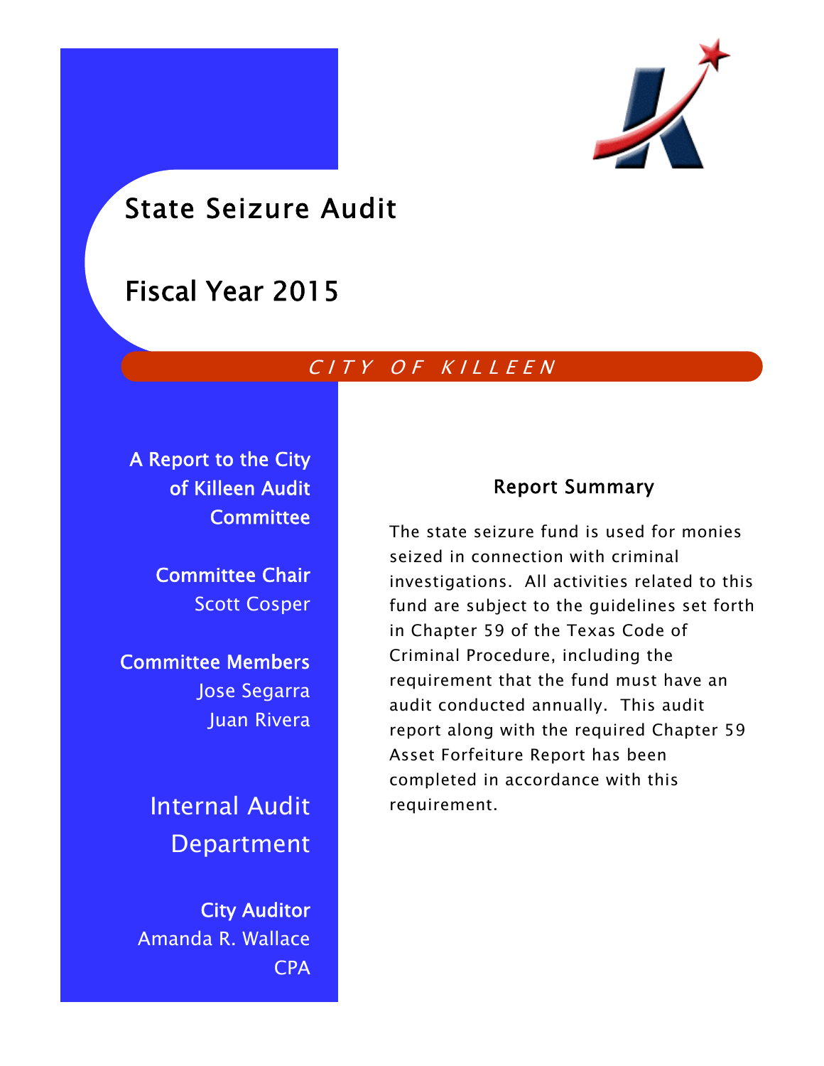# State Seizure Audit

# Fiscal Year 2015

*CITY OF KILLEEN*

**A Report to the City of Killeen Audit Committee**

**Committee Chair**
Scott Cosper

**Committee Members**
Jose Segarra
Juan Rivera

## Internal Audit Department

**City Auditor**
Amanda R. Wallace
CPA

## Report Summary

The state seizure fund is used for monies seized in connection with criminal investigations. All activities related to this fund are subject to the guidelines set forth in Chapter 59 of the Texas Code of Criminal Procedure, including the requirement that the fund must have an audit conducted annually. This audit report along with the required Chapter 59 Asset Forfeiture Report has been completed in accordance with this requirement.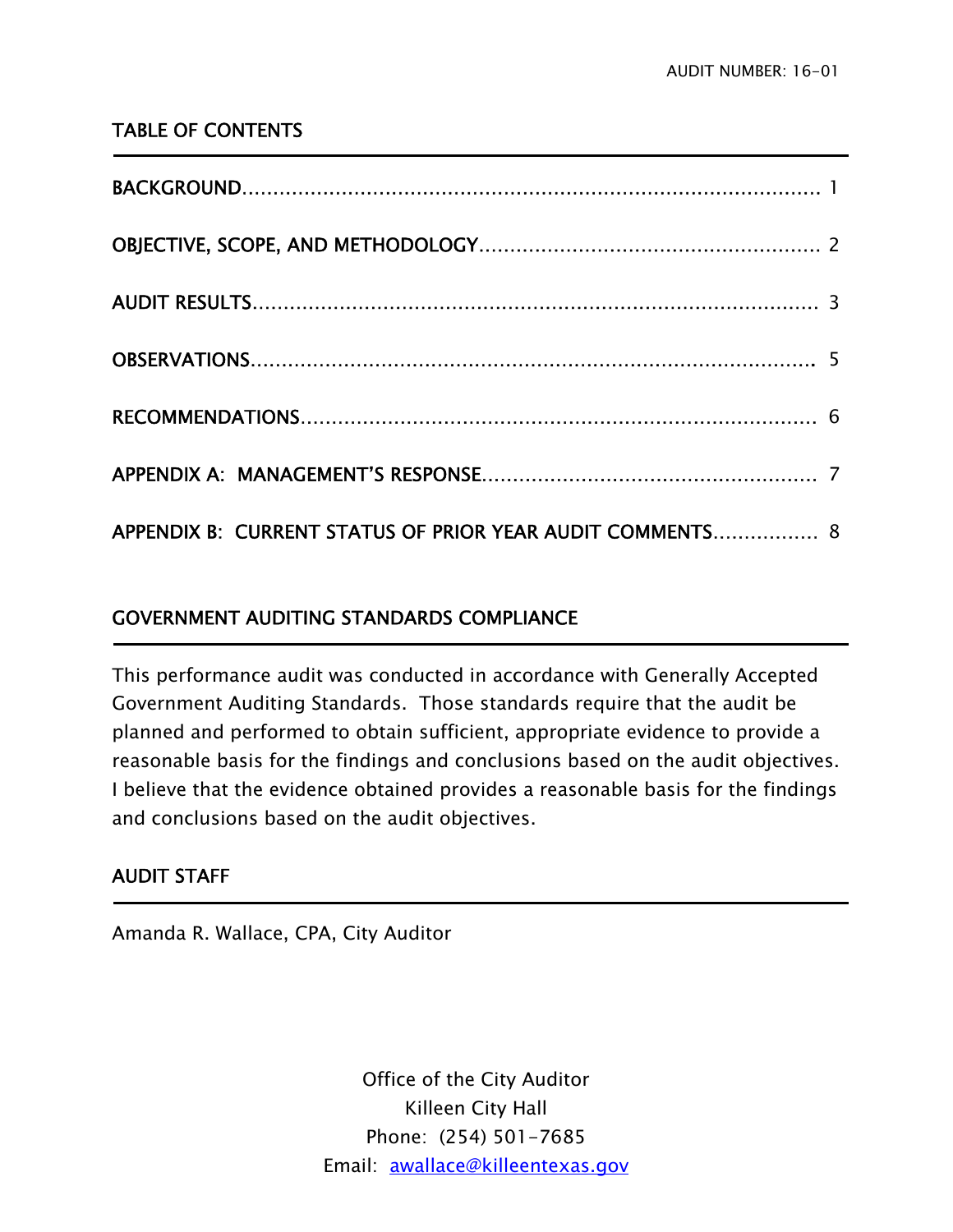## TABLE OF CONTENTS

| Section | Page |
|---|---|
| BACKGROUND | 1 |
| OBJECTIVE, SCOPE, AND METHODOLOGY | 2 |
| AUDIT RESULTS | 3 |
| OBSERVATIONS | 5 |
| RECOMMENDATIONS | 6 |
| APPENDIX A: MANAGEMENT'S RESPONSE | 7 |
| APPENDIX B: CURRENT STATUS OF PRIOR YEAR AUDIT COMMENTS | 8 |

## GOVERNMENT AUDITING STANDARDS COMPLIANCE

This performance audit was conducted in accordance with Generally Accepted Government Auditing Standards. Those standards require that the audit be planned and performed to obtain sufficient, appropriate evidence to provide a reasonable basis for the findings and conclusions based on the audit objectives. I believe that the evidence obtained provides a reasonable basis for the findings and conclusions based on the audit objectives.

## AUDIT STAFF

Amanda R. Wallace, CPA, City Auditor

Office of the City Auditor
Killeen City Hall
Phone: (254) 501-7685
Email: awallace@killeentexas.gov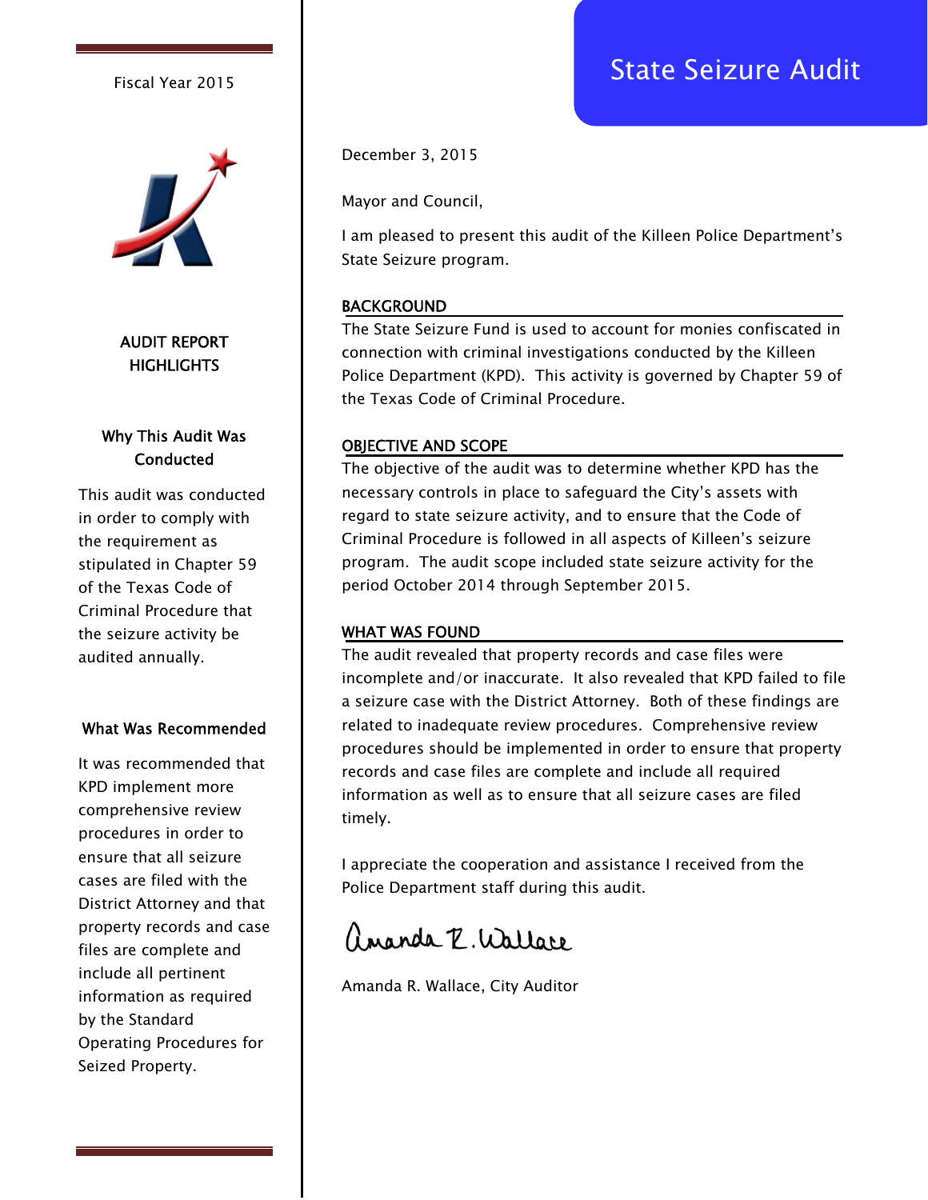Fiscal Year 2015

# State Seizure Audit

December 3, 2015

Mayor and Council,

I am pleased to present this audit of the Killeen Police Department's State Seizure program.

## BACKGROUND

The State Seizure Fund is used to account for monies confiscated in connection with criminal investigations conducted by the Killeen Police Department (KPD). This activity is governed by Chapter 59 of the Texas Code of Criminal Procedure.

## OBJECTIVE AND SCOPE

The objective of the audit was to determine whether KPD has the necessary controls in place to safeguard the City's assets with regard to state seizure activity, and to ensure that the Code of Criminal Procedure is followed in all aspects of Killeen's seizure program. The audit scope included state seizure activity for the period October 2014 through September 2015.

## WHAT WAS FOUND

The audit revealed that property records and case files were incomplete and/or inaccurate. It also revealed that KPD failed to file a seizure case with the District Attorney. Both of these findings are related to inadequate review procedures. Comprehensive review procedures should be implemented in order to ensure that property records and case files are complete and include all required information as well as to ensure that all seizure cases are filed timely.

I appreciate the cooperation and assistance I received from the Police Department staff during this audit.

Amanda R. Wallace

Amanda R. Wallace, City Auditor

## AUDIT REPORT HIGHLIGHTS

### Why This Audit Was Conducted

This audit was conducted in order to comply with the requirement as stipulated in Chapter 59 of the Texas Code of Criminal Procedure that the seizure activity be audited annually.

### What Was Recommended

It was recommended that KPD implement more comprehensive review procedures in order to ensure that all seizure cases are filed with the District Attorney and that property records and case files are complete and include all pertinent information as required by the Standard Operating Procedures for Seized Property.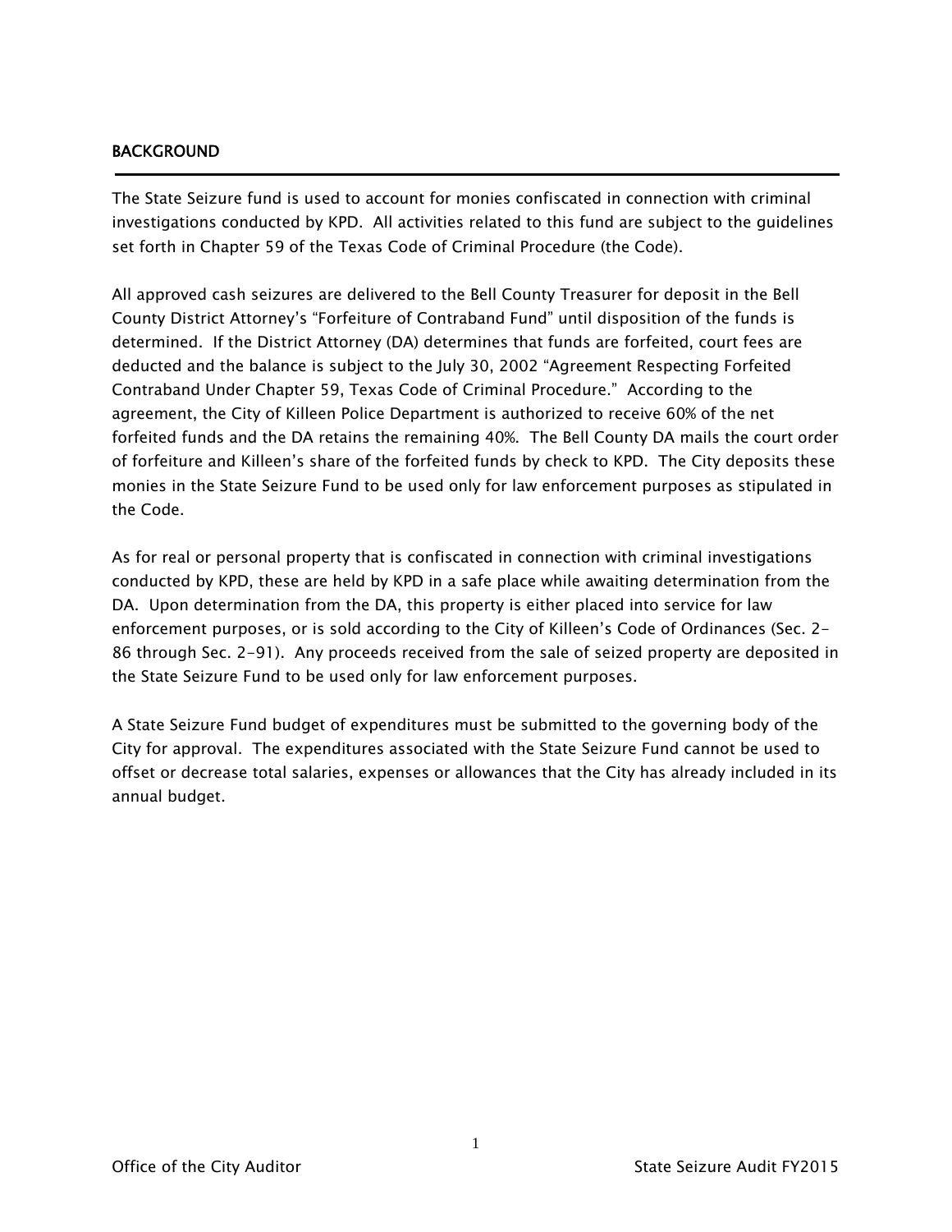## BACKGROUND

The State Seizure fund is used to account for monies confiscated in connection with criminal investigations conducted by KPD. All activities related to this fund are subject to the guidelines set forth in Chapter 59 of the Texas Code of Criminal Procedure (the Code).

All approved cash seizures are delivered to the Bell County Treasurer for deposit in the Bell County District Attorney's "Forfeiture of Contraband Fund" until disposition of the funds is determined. If the District Attorney (DA) determines that funds are forfeited, court fees are deducted and the balance is subject to the July 30, 2002 "Agreement Respecting Forfeited Contraband Under Chapter 59, Texas Code of Criminal Procedure." According to the agreement, the City of Killeen Police Department is authorized to receive 60% of the net forfeited funds and the DA retains the remaining 40%. The Bell County DA mails the court order of forfeiture and Killeen's share of the forfeited funds by check to KPD. The City deposits these monies in the State Seizure Fund to be used only for law enforcement purposes as stipulated in the Code.

As for real or personal property that is confiscated in connection with criminal investigations conducted by KPD, these are held by KPD in a safe place while awaiting determination from the DA. Upon determination from the DA, this property is either placed into service for law enforcement purposes, or is sold according to the City of Killeen's Code of Ordinances (Sec. 2-86 through Sec. 2-91). Any proceeds received from the sale of seized property are deposited in the State Seizure Fund to be used only for law enforcement purposes.

A State Seizure Fund budget of expenditures must be submitted to the governing body of the City for approval. The expenditures associated with the State Seizure Fund cannot be used to offset or decrease total salaries, expenses or allowances that the City has already included in its annual budget.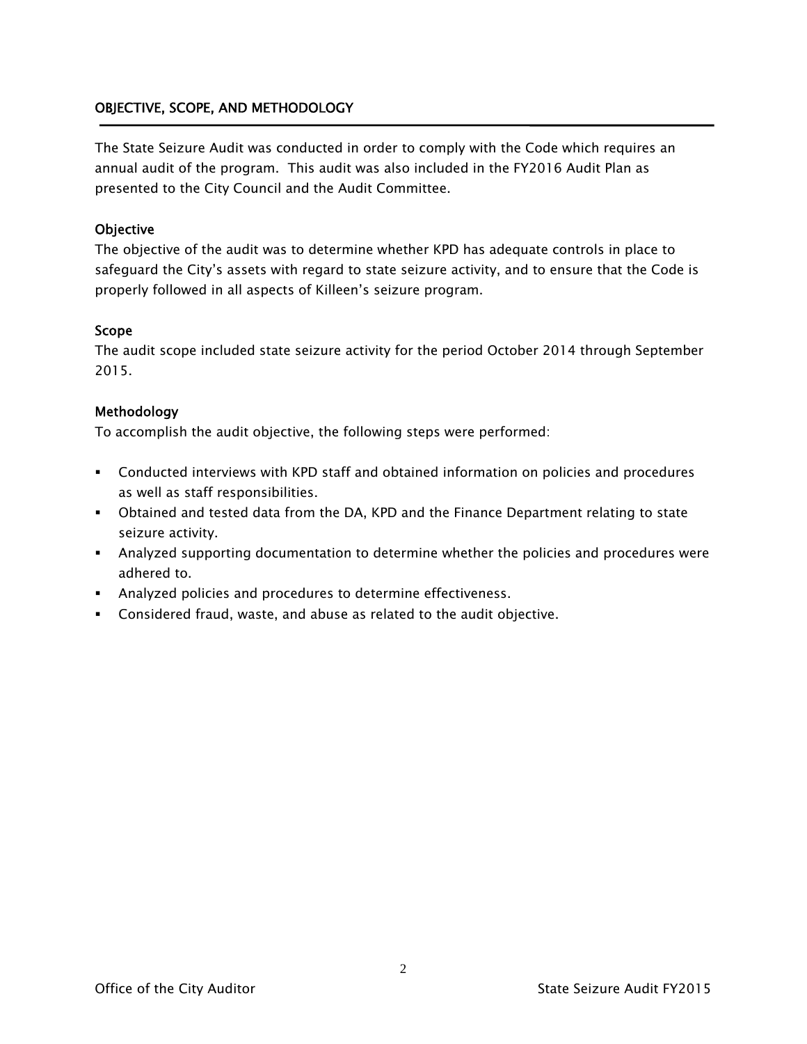## OBJECTIVE, SCOPE, AND METHODOLOGY

The State Seizure Audit was conducted in order to comply with the Code which requires an annual audit of the program. This audit was also included in the FY2016 Audit Plan as presented to the City Council and the Audit Committee.

### Objective

The objective of the audit was to determine whether KPD has adequate controls in place to safeguard the City's assets with regard to state seizure activity, and to ensure that the Code is properly followed in all aspects of Killeen's seizure program.

### Scope

The audit scope included state seizure activity for the period October 2014 through September 2015.

### Methodology

To accomplish the audit objective, the following steps were performed:

- Conducted interviews with KPD staff and obtained information on policies and procedures as well as staff responsibilities.
- Obtained and tested data from the DA, KPD and the Finance Department relating to state seizure activity.
- Analyzed supporting documentation to determine whether the policies and procedures were adhered to.
- Analyzed policies and procedures to determine effectiveness.
- Considered fraud, waste, and abuse as related to the audit objective.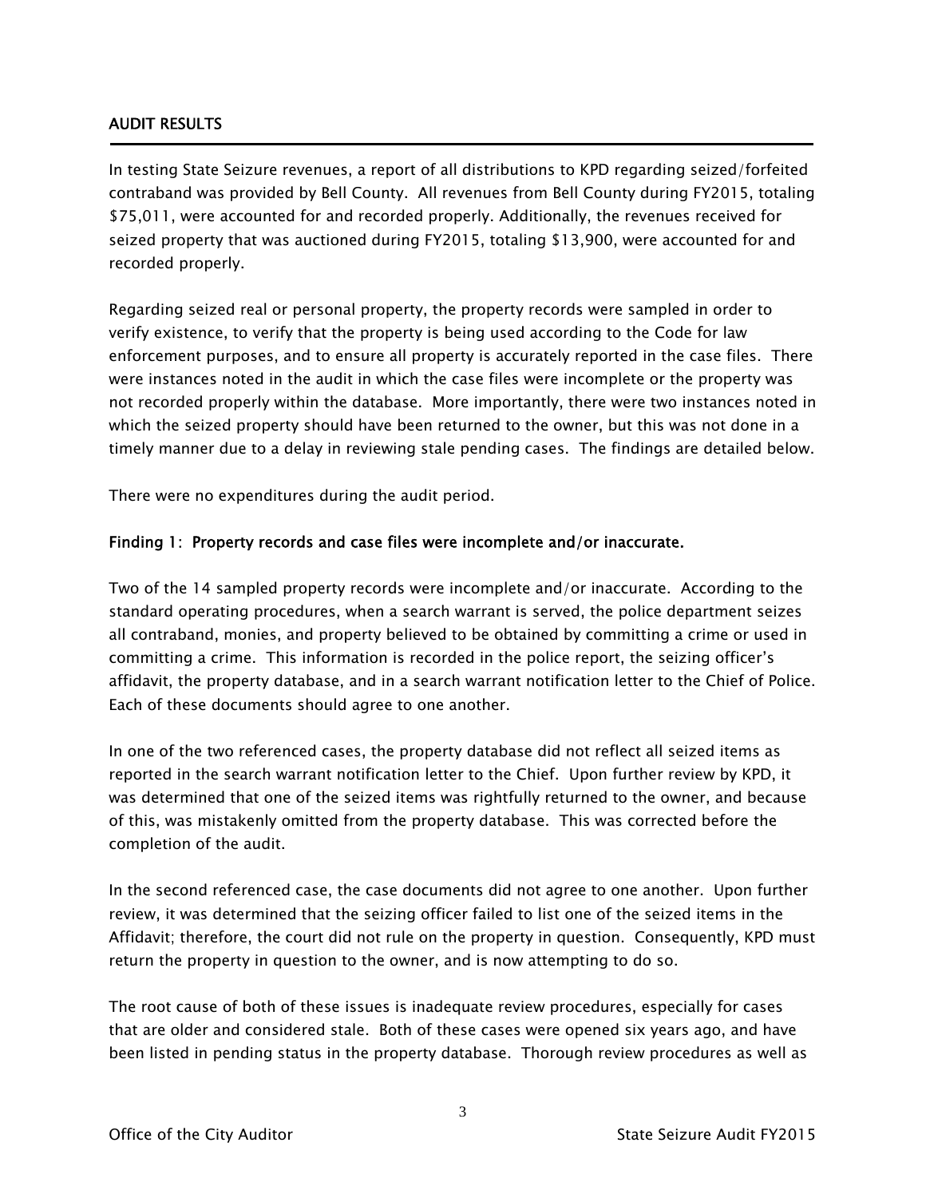## AUDIT RESULTS

In testing State Seizure revenues, a report of all distributions to KPD regarding seized/forfeited contraband was provided by Bell County. All revenues from Bell County during FY2015, totaling $75,011, were accounted for and recorded properly. Additionally, the revenues received for seized property that was auctioned during FY2015, totaling $13,900, were accounted for and recorded properly.

Regarding seized real or personal property, the property records were sampled in order to verify existence, to verify that the property is being used according to the Code for law enforcement purposes, and to ensure all property is accurately reported in the case files. There were instances noted in the audit in which the case files were incomplete or the property was not recorded properly within the database. More importantly, there were two instances noted in which the seized property should have been returned to the owner, but this was not done in a timely manner due to a delay in reviewing stale pending cases. The findings are detailed below.

There were no expenditures during the audit period.

### Finding 1: Property records and case files were incomplete and/or inaccurate.

Two of the 14 sampled property records were incomplete and/or inaccurate. According to the standard operating procedures, when a search warrant is served, the police department seizes all contraband, monies, and property believed to be obtained by committing a crime or used in committing a crime. This information is recorded in the police report, the seizing officer's affidavit, the property database, and in a search warrant notification letter to the Chief of Police. Each of these documents should agree to one another.

In one of the two referenced cases, the property database did not reflect all seized items as reported in the search warrant notification letter to the Chief. Upon further review by KPD, it was determined that one of the seized items was rightfully returned to the owner, and because of this, was mistakenly omitted from the property database. This was corrected before the completion of the audit.

In the second referenced case, the case documents did not agree to one another. Upon further review, it was determined that the seizing officer failed to list one of the seized items in the Affidavit; therefore, the court did not rule on the property in question. Consequently, KPD must return the property in question to the owner, and is now attempting to do so.

The root cause of both of these issues is inadequate review procedures, especially for cases that are older and considered stale. Both of these cases were opened six years ago, and have been listed in pending status in the property database. Thorough review procedures as well as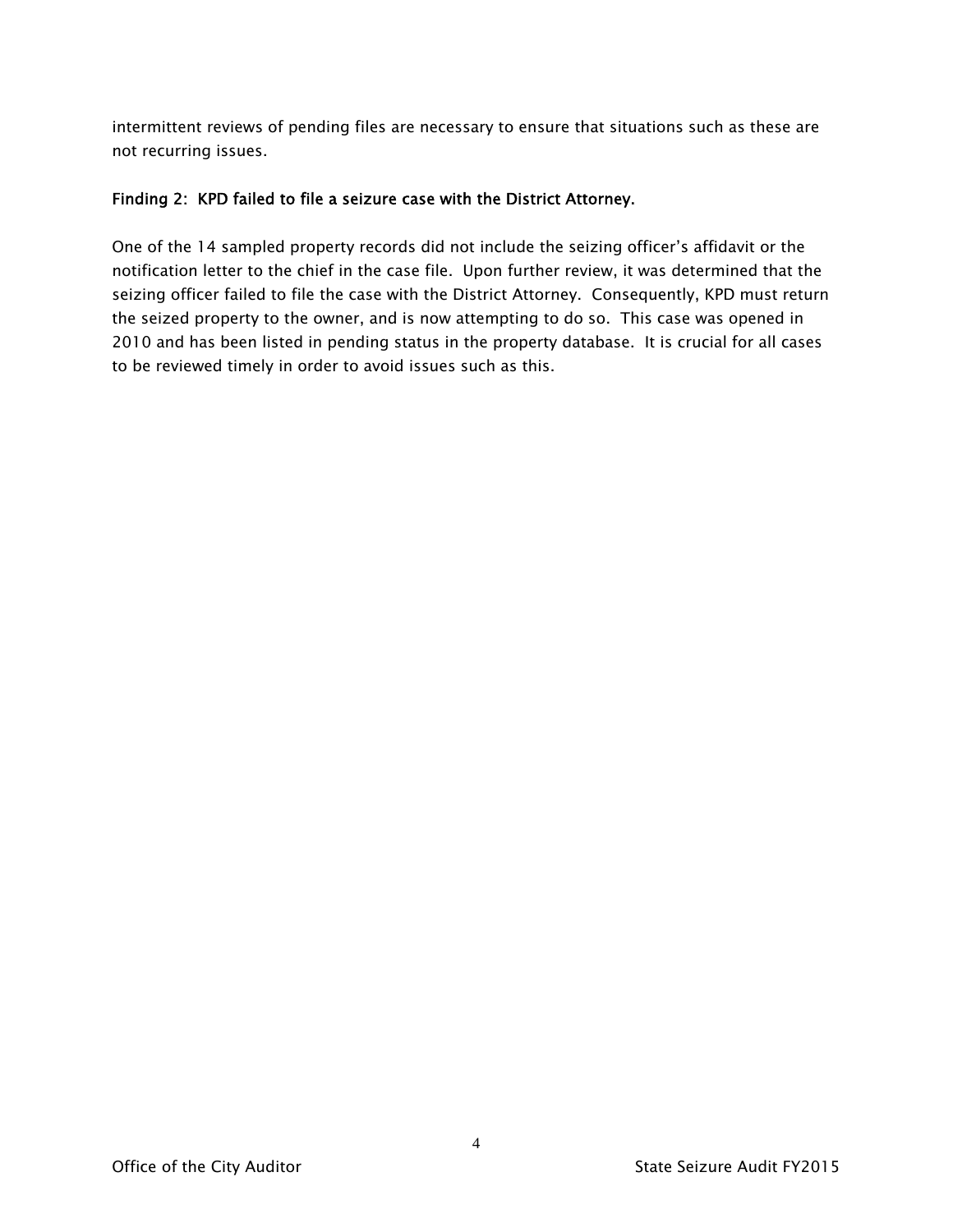intermittent reviews of pending files are necessary to ensure that situations such as these are not recurring issues.

### Finding 2: KPD failed to file a seizure case with the District Attorney.

One of the 14 sampled property records did not include the seizing officer's affidavit or the notification letter to the chief in the case file. Upon further review, it was determined that the seizing officer failed to file the case with the District Attorney. Consequently, KPD must return the seized property to the owner, and is now attempting to do so. This case was opened in 2010 and has been listed in pending status in the property database. It is crucial for all cases to be reviewed timely in order to avoid issues such as this.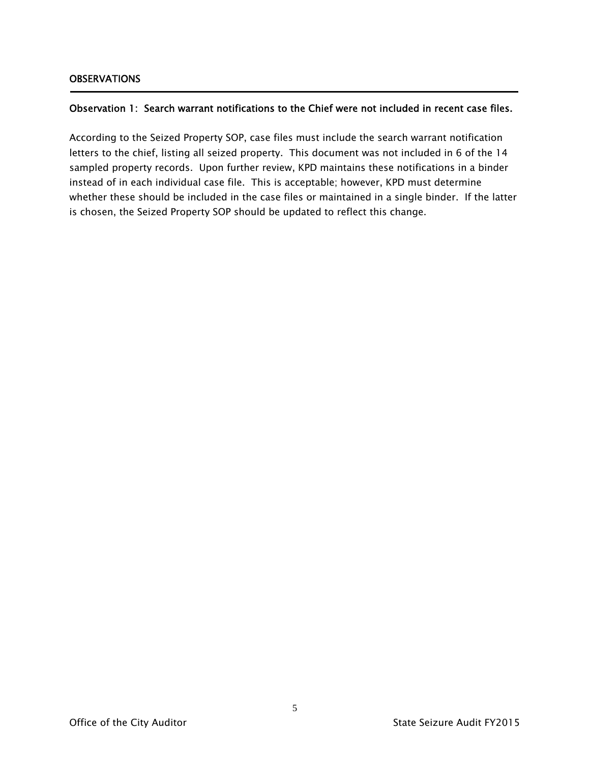## OBSERVATIONS

### Observation 1: Search warrant notifications to the Chief were not included in recent case files.

According to the Seized Property SOP, case files must include the search warrant notification letters to the chief, listing all seized property. This document was not included in 6 of the 14 sampled property records. Upon further review, KPD maintains these notifications in a binder instead of in each individual case file. This is acceptable; however, KPD must determine whether these should be included in the case files or maintained in a single binder. If the latter is chosen, the Seized Property SOP should be updated to reflect this change.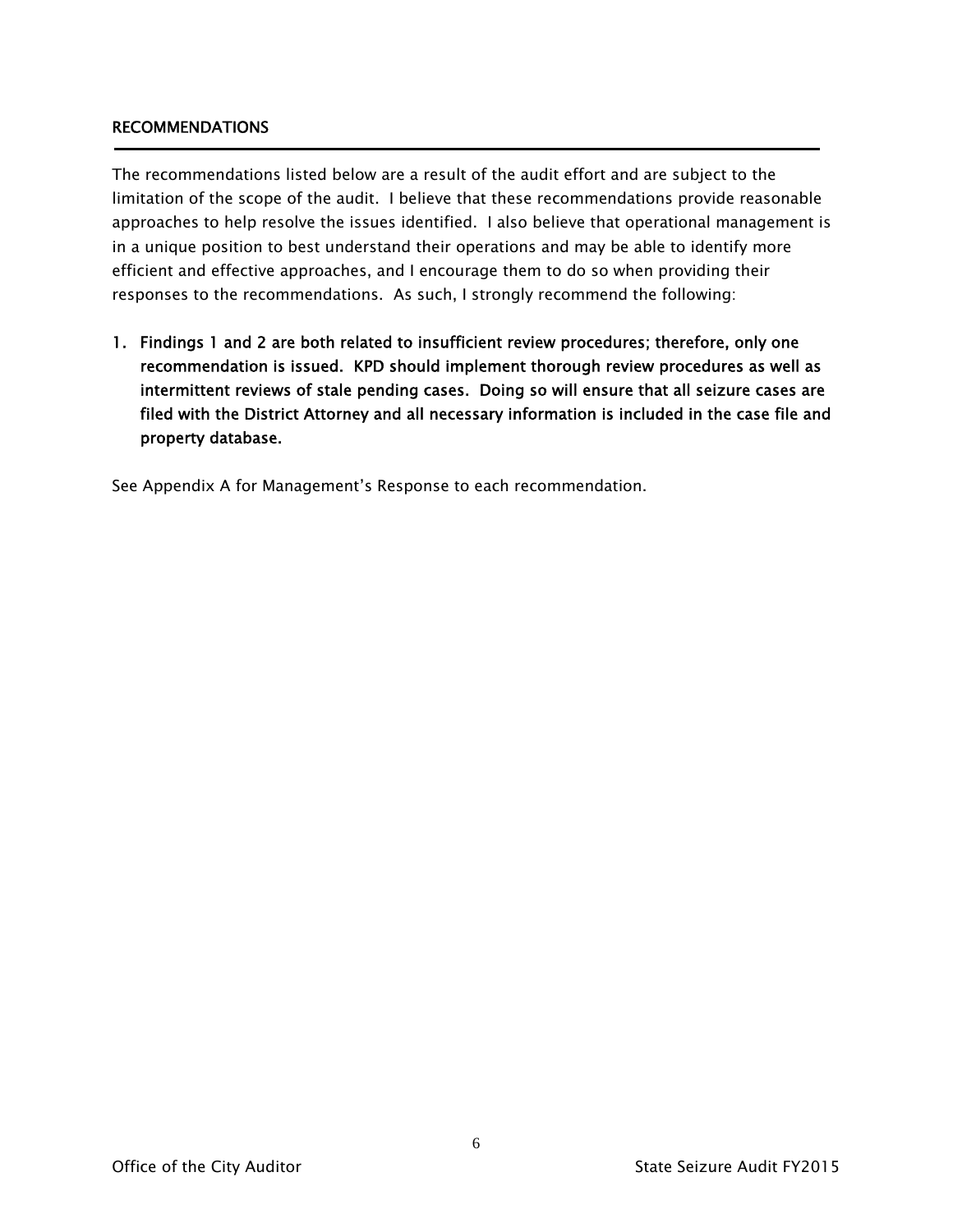## RECOMMENDATIONS

The recommendations listed below are a result of the audit effort and are subject to the limitation of the scope of the audit. I believe that these recommendations provide reasonable approaches to help resolve the issues identified. I also believe that operational management is in a unique position to best understand their operations and may be able to identify more efficient and effective approaches, and I encourage them to do so when providing their responses to the recommendations. As such, I strongly recommend the following:

1. **Findings 1 and 2 are both related to insufficient review procedures; therefore, only one recommendation is issued. KPD should implement thorough review procedures as well as intermittent reviews of stale pending cases. Doing so will ensure that all seizure cases are filed with the District Attorney and all necessary information is included in the case file and property database.**

See Appendix A for Management's Response to each recommendation.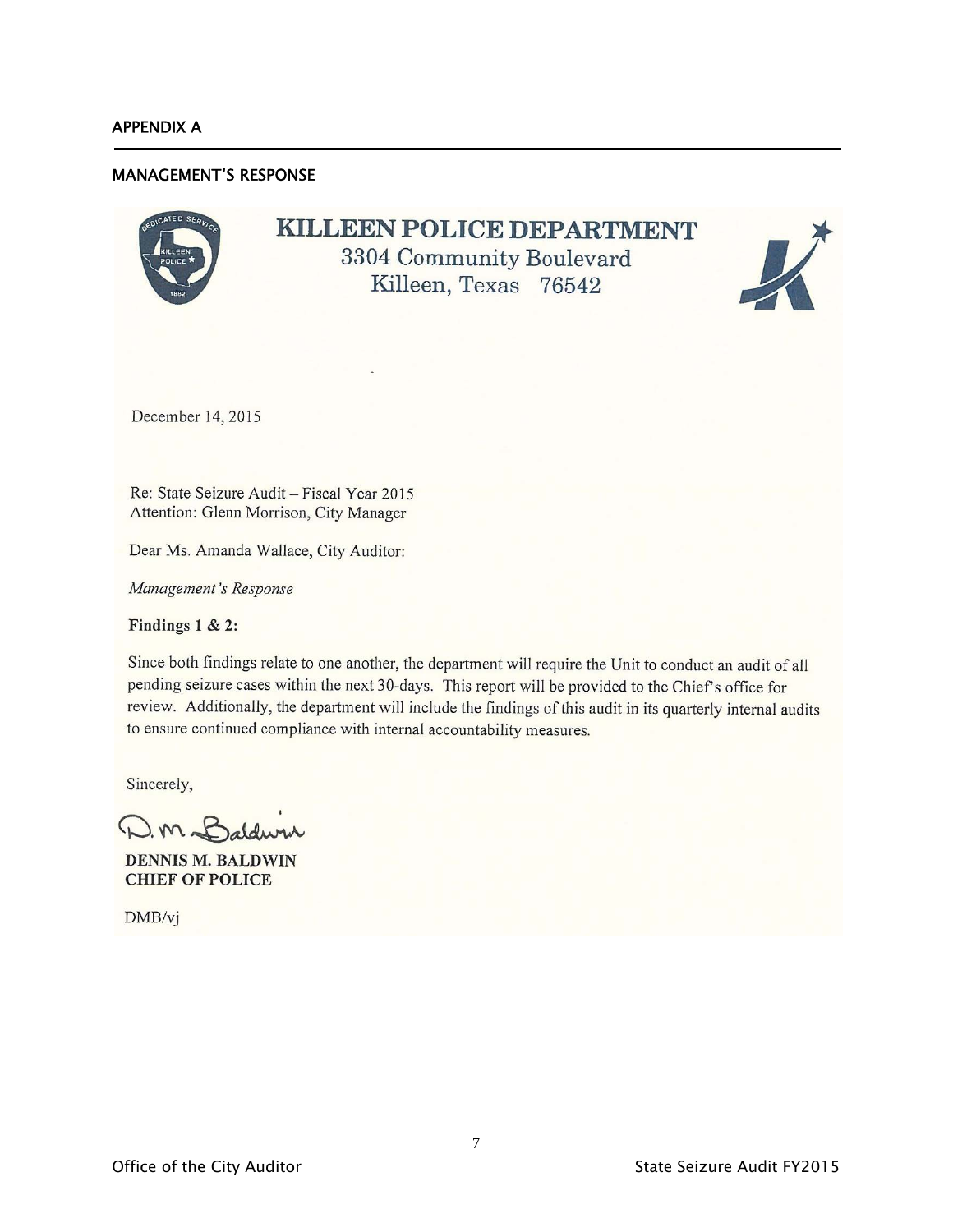## APPENDIX A

### MANAGEMENT'S RESPONSE

**KILLEEN POLICE DEPARTMENT**
3304 Community Boulevard
Killeen, Texas 76542

December 14, 2015

Re: State Seizure Audit – Fiscal Year 2015
Attention: Glenn Morrison, City Manager

Dear Ms. Amanda Wallace, City Auditor:

*Management's Response*

**Findings 1 & 2:**

Since both findings relate to one another, the department will require the Unit to conduct an audit of all pending seizure cases within the next 30-days. This report will be provided to the Chief's office for review. Additionally, the department will include the findings of this audit in its quarterly internal audits to ensure continued compliance with internal accountability measures.

Sincerely,

D. M. Baldwin

**DENNIS M. BALDWIN**
**CHIEF OF POLICE**

DMB/vj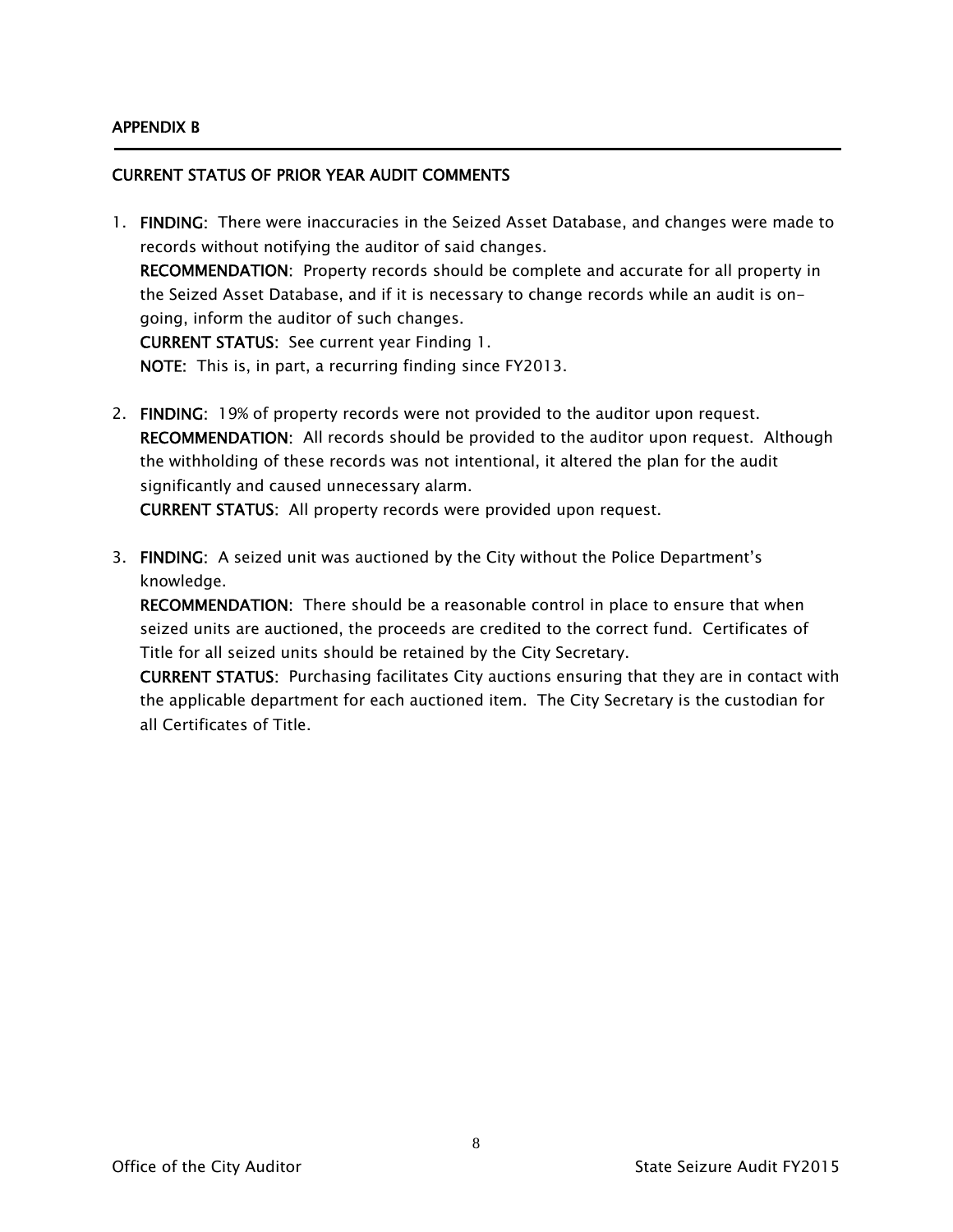## APPENDIX B

### CURRENT STATUS OF PRIOR YEAR AUDIT COMMENTS

1. **FINDING:** There were inaccuracies in the Seized Asset Database, and changes were made to records without notifying the auditor of said changes.
   **RECOMMENDATION:** Property records should be complete and accurate for all property in the Seized Asset Database, and if it is necessary to change records while an audit is on-going, inform the auditor of such changes.
   **CURRENT STATUS:** See current year Finding 1.
   **NOTE:** This is, in part, a recurring finding since FY2013.

2. **FINDING:** 19% of property records were not provided to the auditor upon request.
   **RECOMMENDATION:** All records should be provided to the auditor upon request. Although the withholding of these records was not intentional, it altered the plan for the audit significantly and caused unnecessary alarm.
   **CURRENT STATUS:** All property records were provided upon request.

3. **FINDING:** A seized unit was auctioned by the City without the Police Department's knowledge.
   **RECOMMENDATION:** There should be a reasonable control in place to ensure that when seized units are auctioned, the proceeds are credited to the correct fund. Certificates of Title for all seized units should be retained by the City Secretary.
   **CURRENT STATUS:** Purchasing facilitates City auctions ensuring that they are in contact with the applicable department for each auctioned item. The City Secretary is the custodian for all Certificates of Title.